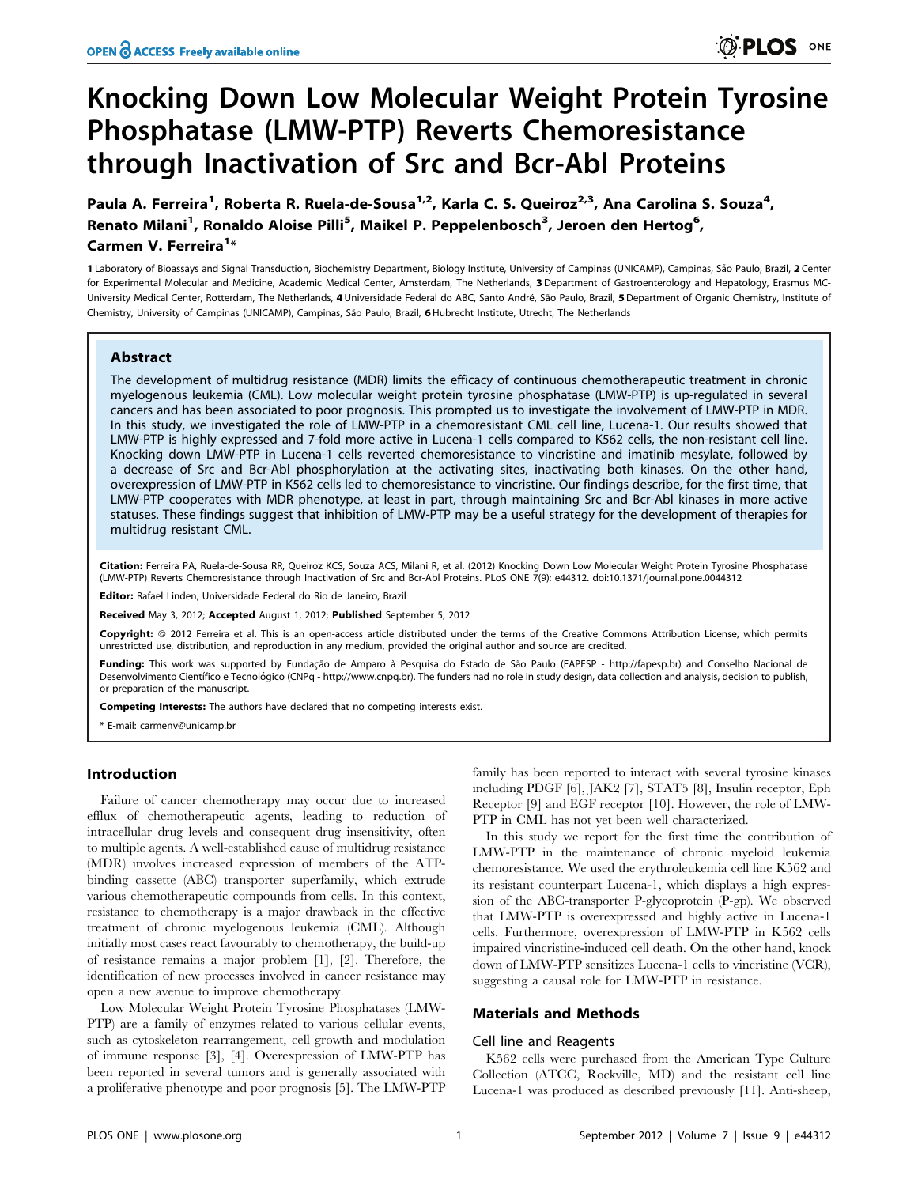# Knocking Down Low Molecular Weight Protein Tyrosine Phosphatase (LMW-PTP) Reverts Chemoresistance through Inactivation of Src and Bcr-Abl Proteins

**Paula A. Ferreira[1], Roberta R. Ruela-de-Sousa[1,2], Karla C. S. Queiroz[2,3], Ana Carolina S. Souza[4], Renato Milani[1], Ronaldo Aloise Pilli[5], Maikel P. Peppelenbosch[3], Jeroen den Hertog[6], Carmen V. Ferreira[1]***

1 Laboratory of Bioassays and Signal Transduction, Biochemistry Department, Biology Institute, University of Campinas (UNICAMP), Campinas, São Paulo, Brazil, 2 Center for Experimental Molecular and Medicine, Academic Medical Center, Amsterdam, The Netherlands, 3 Department of Gastroenterology and Hepatology, Erasmus MC-University Medical Center, Rotterdam, The Netherlands, 4 Universidade Federal do ABC, Santo André, São Paulo, Brazil, 5 Department of Organic Chemistry, Institute of Chemistry, University of Campinas (UNICAMP), Campinas, São Paulo, Brazil, 6 Hubrecht Institute, Utrecht, The Netherlands

## Abstract

The development of multidrug resistance (MDR) limits the efficacy of continuous chemotherapeutic treatment in chronic myelogenous leukemia (CML). Low molecular weight protein tyrosine phosphatase (LMW-PTP) is up-regulated in several cancers and has been associated to poor prognosis. This prompted us to investigate the involvement of LMW-PTP in MDR. In this study, we investigated the role of LMW-PTP in a chemoresistant CML cell line, Lucena-1. Our results showed that LMW-PTP is highly expressed and 7-fold more active in Lucena-1 cells compared to K562 cells, the non-resistant cell line. Knocking down LMW-PTP in Lucena-1 cells reverted chemoresistance to vincristine and imatinib mesylate, followed by a decrease of Src and Bcr-Abl phosphorylation at the activating sites, inactivating both kinases. On the other hand, overexpression of LMW-PTP in K562 cells led to chemoresistance to vincristine. Our findings describe, for the first time, that LMW-PTP cooperates with MDR phenotype, at least in part, through maintaining Src and Bcr-Abl kinases in more active statuses. These findings suggest that inhibition of LMW-PTP may be a useful strategy for the development of therapies for multidrug resistant CML.

**Citation:** Ferreira PA, Ruela-de-Sousa RR, Queiroz KCS, Souza ACS, Milani R, et al. (2012) Knocking Down Low Molecular Weight Protein Tyrosine Phosphatase (LMW-PTP) Reverts Chemoresistance through Inactivation of Src and Bcr-Abl Proteins. PLoS ONE 7(9): e44312. doi:10.1371/journal.pone.0044312

**Editor:** Rafael Linden, Universidade Federal do Rio de Janeiro, Brazil

**Received** May 3, 2012; **Accepted** August 1, 2012; **Published** September 5, 2012

**Copyright:** © 2012 Ferreira et al. This is an open-access article distributed under the terms of the Creative Commons Attribution License, which permits unrestricted use, distribution, and reproduction in any medium, provided the original author and source are credited.

**Funding:** This work was supported by Fundação de Amparo à Pesquisa do Estado de São Paulo (FAPESP - http://fapesp.br) and Conselho Nacional de Desenvolvimento Científico e Tecnológico (CNPq - http://www.cnpq.br). The funders had no role in study design, data collection and analysis, decision to publish, or preparation of the manuscript.

**Competing Interests:** The authors have declared that no competing interests exist.

\* E-mail: carmenv@unicamp.br

## Introduction

Failure of cancer chemotherapy may occur due to increased efflux of chemotherapeutic agents, leading to reduction of intracellular drug levels and consequent drug insensitivity, often to multiple agents. A well-established cause of multidrug resistance (MDR) involves increased expression of members of the ATP-binding cassette (ABC) transporter superfamily, which extrude various chemotherapeutic compounds from cells. In this context, resistance to chemotherapy is a major drawback in the effective treatment of chronic myelogenous leukemia (CML). Although initially most cases react favourably to chemotherapy, the build-up of resistance remains a major problem [1], [2]. Therefore, the identification of new processes involved in cancer resistance may open a new avenue to improve chemotherapy.

Low Molecular Weight Protein Tyrosine Phosphatases (LMW-PTP) are a family of enzymes related to various cellular events, such as cytoskeleton rearrangement, cell growth and modulation of immune response [3], [4]. Overexpression of LMW-PTP has been reported in several tumors and is generally associated with a proliferative phenotype and poor prognosis [5]. The LMW-PTP family has been reported to interact with several tyrosine kinases including PDGF [6], JAK2 [7], STAT5 [8], Insulin receptor, Eph Receptor [9] and EGF receptor [10]. However, the role of LMW-PTP in CML has not yet been well characterized.

In this study we report for the first time the contribution of LMW-PTP in the maintenance of chronic myeloid leukemia chemoresistance. We used the erythroleukemia cell line K562 and its resistant counterpart Lucena-1, which displays a high expression of the ABC-transporter P-glycoprotein (P-gp). We observed that LMW-PTP is overexpressed and highly active in Lucena-1 cells. Furthermore, overexpression of LMW-PTP in K562 cells impaired vincristine-induced cell death. On the other hand, knock down of LMW-PTP sensitizes Lucena-1 cells to vincristine (VCR), suggesting a causal role for LMW-PTP in resistance.

## Materials and Methods

### Cell line and Reagents

K562 cells were purchased from the American Type Culture Collection (ATCC, Rockville, MD) and the resistant cell line Lucena-1 was produced as described previously [11]. Anti-sheep,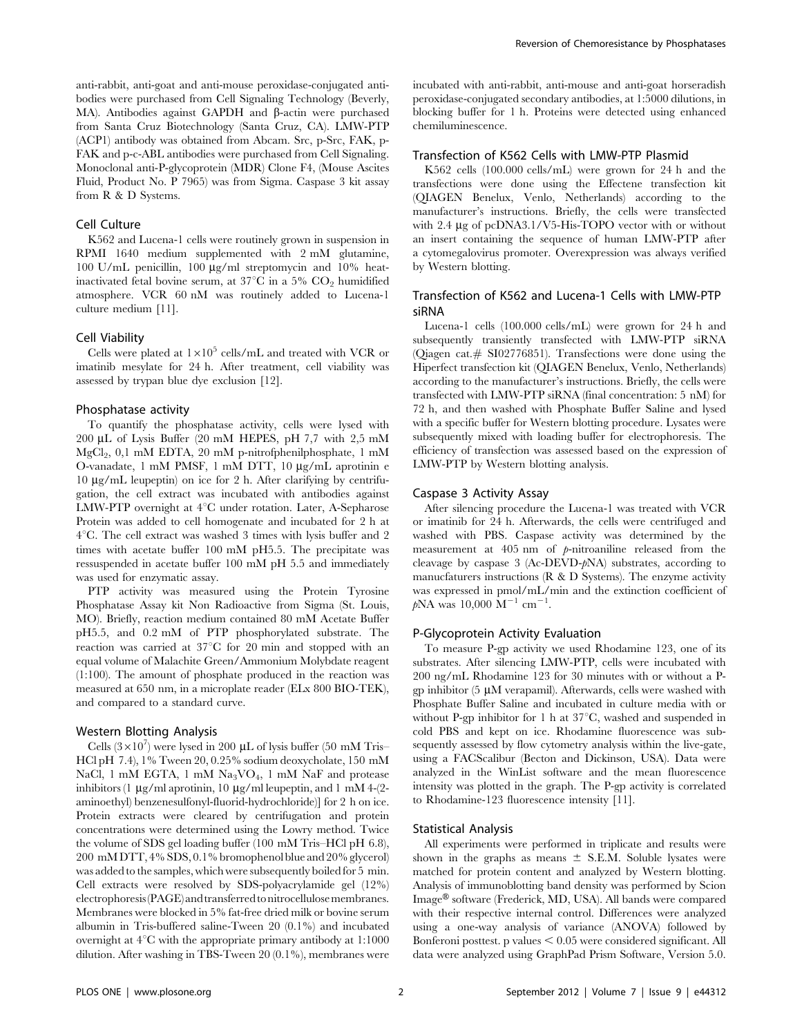anti-rabbit, anti-goat and anti-mouse peroxidase-conjugated antibodies were purchased from Cell Signaling Technology (Beverly, MA). Antibodies against GAPDH and β-actin were purchased from Santa Cruz Biotechnology (Santa Cruz, CA). LMW-PTP (ACP1) antibody was obtained from Abcam. Src, p-Src, FAK, p-FAK and p-c-ABL antibodies were purchased from Cell Signaling. Monoclonal anti-P-glycoprotein (MDR) Clone F4, (Mouse Ascites Fluid, Product No. P 7965) was from Sigma. Caspase 3 kit assay from R & D Systems.

## Cell Culture

K562 and Lucena-1 cells were routinely grown in suspension in RPMI 1640 medium supplemented with 2 mM glutamine, 100 U/mL penicillin, 100 μg/ml streptomycin and 10% heat-inactivated fetal bovine serum, at 37°C in a 5% $CO_2$ humidified atmosphere. VCR 60 nM was routinely added to Lucena-1 culture medium [11].

## Cell Viability

Cells were plated at $1 \times 10^5$ cells/mL and treated with VCR or imatinib mesylate for 24 h. After treatment, cell viability was assessed by trypan blue dye exclusion [12].

## Phosphatase activity

To quantify the phosphatase activity, cells were lysed with 200 μL of Lysis Buffer (20 mM HEPES, pH 7,7 with 2,5 mM $MgCl_2$, 0,1 mM EDTA, 20 mM p-nitrofphenilphosphate, 1 mM O-vanadate, 1 mM PMSF, 1 mM DTT, 10 μg/mL aprotinin e 10 μg/mL leupeptin) on ice for 2 h. After clarifying by centrifugation, the cell extract was incubated with antibodies against LMW-PTP overnight at 4°C under rotation. Later, A-Sepharose Protein was added to cell homogenate and incubated for 2 h at 4°C. The cell extract was washed 3 times with lysis buffer and 2 times with acetate buffer 100 mM pH5.5. The precipitate was ressuspended in acetate buffer 100 mM pH 5.5 and immediately was used for enzymatic assay.

PTP activity was measured using the Protein Tyrosine Phosphatase Assay kit Non Radioactive from Sigma (St. Louis, MO). Briefly, reaction medium contained 80 mM Acetate Buffer pH5.5, and 0.2 mM of PTP phosphorylated substrate. The reaction was carried at 37°C for 20 min and stopped with an equal volume of Malachite Green/Ammonium Molybdate reagent (1:100). The amount of phosphate produced in the reaction was measured at 650 nm, in a microplate reader (ELx 800 BIO-TEK), and compared to a standard curve.

## Western Blotting Analysis

Cells ($3 \times 10^7$) were lysed in 200 μL of lysis buffer (50 mM Tris–HCl pH 7.4), 1% Tween 20, 0.25% sodium deoxycholate, 150 mM NaCl, 1 mM EGTA, 1 mM $Na_3VO_4$, 1 mM NaF and protease inhibitors (1 μg/ml aprotinin, 10 μg/ml leupeptin, and 1 mM 4-(2-aminoethyl) benzenesulfonyl-fluorid-hydrochloride)] for 2 h on ice. Protein extracts were cleared by centrifugation and protein concentrations were determined using the Lowry method. Twice the volume of SDS gel loading buffer (100 mM Tris–HCl pH 6.8), 200 mM DTT, 4% SDS, 0.1% bromophenol blue and 20% glycerol) was added to the samples, which were subsequently boiled for 5 min. Cell extracts were resolved by SDS-polyacrylamide gel (12%) electrophoresis (PAGE) and transferred to nitrocellulose membranes. Membranes were blocked in 5% fat-free dried milk or bovine serum albumin in Tris-buffered saline-Tween 20 (0.1%) and incubated overnight at 4°C with the appropriate primary antibody at 1:1000 dilution. After washing in TBS-Tween 20 (0.1%), membranes were incubated with anti-rabbit, anti-mouse and anti-goat horseradish peroxidase-conjugated secondary antibodies, at 1:5000 dilutions, in blocking buffer for 1 h. Proteins were detected using enhanced chemiluminescence.

## Transfection of K562 Cells with LMW-PTP Plasmid

K562 cells (100.000 cells/mL) were grown for 24 h and the transfections were done using the Effectene transfection kit (QIAGEN Benelux, Venlo, Netherlands) according to the manufacturer's instructions. Briefly, the cells were transfected with 2.4 μg of pcDNA3.1/V5-His-TOPO vector with or without an insert containing the sequence of human LMW-PTP after a cytomegalovirus promoter. Overexpression was always verified by Western blotting.

## Transfection of K562 and Lucena-1 Cells with LMW-PTP siRNA

Lucena-1 cells (100.000 cells/mL) were grown for 24 h and subsequently transiently transfected with LMW-PTP siRNA (Qiagen cat.# SI02776851). Transfections were done using the Hiperfect transfection kit (QIAGEN Benelux, Venlo, Netherlands) according to the manufacturer's instructions. Briefly, the cells were transfected with LMW-PTP siRNA (final concentration: 5 nM) for 72 h, and then washed with Phosphate Buffer Saline and lysed with a specific buffer for Western blotting procedure. Lysates were subsequently mixed with loading buffer for electrophoresis. The efficiency of transfection was assessed based on the expression of LMW-PTP by Western blotting analysis.

## Caspase 3 Activity Assay

After silencing procedure the Lucena-1 was treated with VCR or imatinib for 24 h. Afterwards, the cells were centrifuged and washed with PBS. Caspase activity was determined by the measurement at 405 nm of *p*-nitroaniline released from the cleavage by caspase 3 (Ac-DEVD-*p*NA) substrates, according to manucfaturers instructions (R & D Systems). The enzyme activity was expressed in pmol/mL/min and the extinction coefficient of *p*NA was 10,000 $M^{-1}$ $cm^{-1}$.

## P-Glycoprotein Activity Evaluation

To measure P-gp activity we used Rhodamine 123, one of its substrates. After silencing LMW-PTP, cells were incubated with 200 ng/mL Rhodamine 123 for 30 minutes with or without a P-gp inhibitor (5 μM verapamil). Afterwards, cells were washed with Phosphate Buffer Saline and incubated in culture media with or without P-gp inhibitor for 1 h at 37°C, washed and suspended in cold PBS and kept on ice. Rhodamine fluorescence was subsequently assessed by flow cytometry analysis within the live-gate, using a FACScalibur (Becton and Dickinson, USA). Data were analyzed in the WinList software and the mean fluorescence intensity was plotted in the graph. The P-gp activity is correlated to Rhodamine-123 fluorescence intensity [11].

## Statistical Analysis

All experiments were performed in triplicate and results were shown in the graphs as means ± S.E.M. Soluble lysates were matched for protein content and analyzed by Western blotting. Analysis of immunoblotting band density was performed by Scion Image® software (Frederick, MD, USA). All bands were compared with their respective internal control. Differences were analyzed using a one-way analysis of variance (ANOVA) followed by Bonferoni posttest. p values $< 0.05$ were considered significant. All data were analyzed using GraphPad Prism Software, Version 5.0.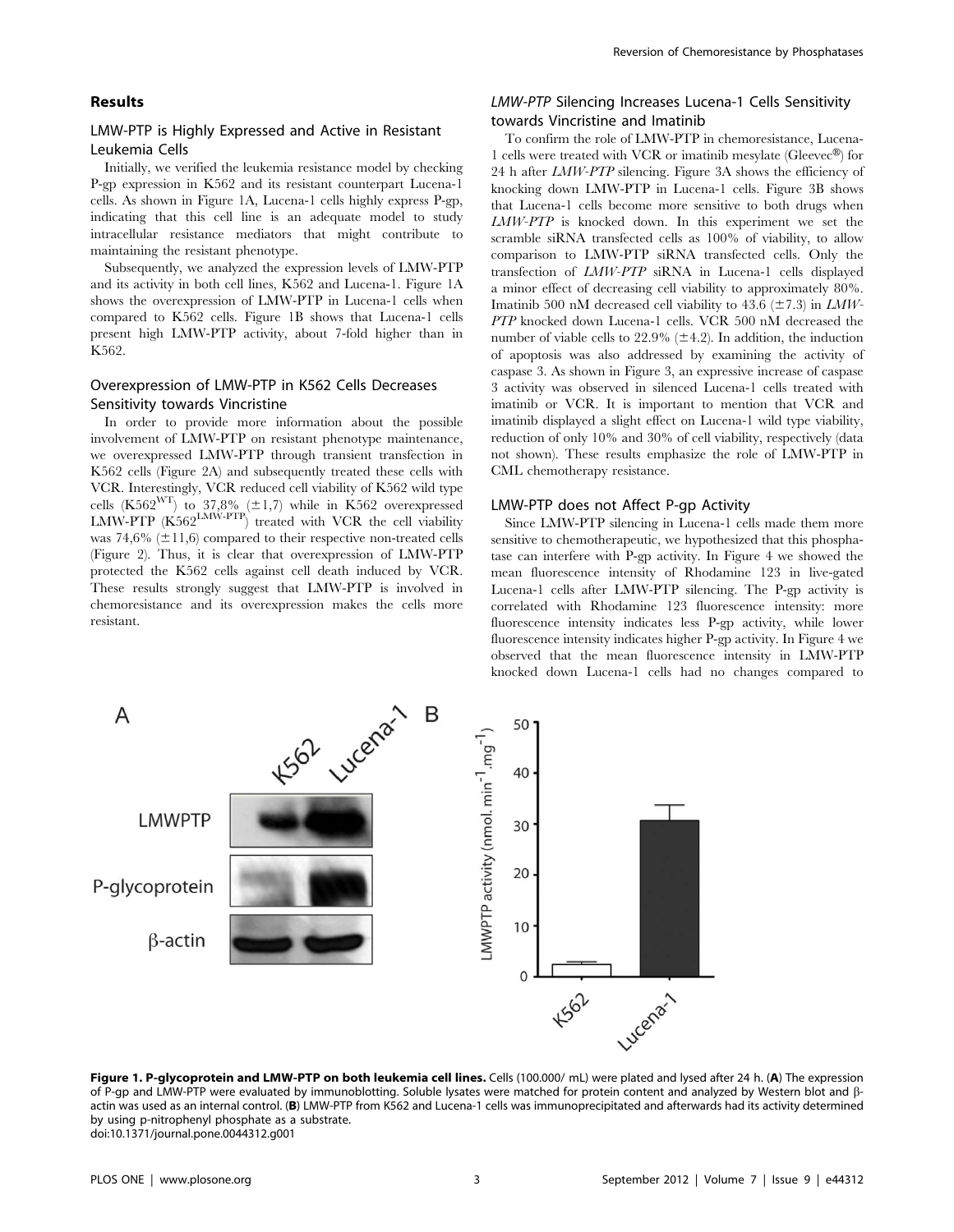## Results

### LMW-PTP is Highly Expressed and Active in Resistant Leukemia Cells

Initially, we verified the leukemia resistance model by checking P-gp expression in K562 and its resistant counterpart Lucena-1 cells. As shown in Figure 1A, Lucena-1 cells highly express P-gp, indicating that this cell line is an adequate model to study intracellular resistance mediators that might contribute to maintaining the resistant phenotype.

Subsequently, we analyzed the expression levels of LMW-PTP and its activity in both cell lines, K562 and Lucena-1. Figure 1A shows the overexpression of LMW-PTP in Lucena-1 cells when compared to K562 cells. Figure 1B shows that Lucena-1 cells present high LMW-PTP activity, about 7-fold higher than in K562.

### Overexpression of LMW-PTP in K562 Cells Decreases Sensitivity towards Vincristine

In order to provide more information about the possible involvement of LMW-PTP on resistant phenotype maintenance, we overexpressed LMW-PTP through transient transfection in K562 cells (Figure 2A) and subsequently treated these cells with VCR. Interestingly, VCR reduced cell viability of K562 wild type cells ($K562^{WT}$) to 37,8% (±1,7) while in K562 overexpressed LMW-PTP ($K562^{LMW\text{-}PTP}$) treated with VCR the cell viability was 74,6% (±11,6) compared to their respective non-treated cells (Figure 2). Thus, it is clear that overexpression of LMW-PTP protected the K562 against cell death induced by VCR. These results strongly suggest that LMW-PTP is involved in chemoresistance and its overexpression makes the cells more resistant.

### *LMW-PTP* Silencing Increases Lucena-1 Cells Sensitivity towards Vincristine and Imatinib

To confirm the role of LMW-PTP in chemoresistance, Lucena-1 cells were treated with VCR or imatinib mesylate (Gleevec®) for 24 h after *LMW-PTP* silencing. Figure 3A shows the efficiency of knocking down LMW-PTP in Lucena-1 cells. Figure 3B shows that Lucena-1 cells become more sensitive to both drugs when *LMW-PTP* is knocked down. In this experiment we set the scramble siRNA transfected cells as 100% of viability, to allow comparison to LMW-PTP siRNA transfected cells. Only the transfection of *LMW-PTP* siRNA in Lucena-1 cells displayed a minor effect of decreasing cell viability to approximately 80%. Imatinib 500 nM decreased cell viability to 43.6 (±7.3) in *LMW-PTP* knocked down Lucena-1 cells. VCR 500 nM decreased the number of viable cells to 22.9% (±4.2). In addition, the induction of apoptosis was also addressed by examining the activity of caspase 3. As shown in Figure 3, an expressive increase of caspase 3 activity was observed in silenced Lucena-1 cells treated with imatinib or VCR. It is important to mention that VCR and imatinib displayed a slight effect on Lucena-1 wild type viability, reduction of only 10% and 30% of cell viability, respectively (data not shown). These results emphasize the role of LMW-PTP in CML chemotherapy resistance.

### LMW-PTP does not Affect P-gp Activity

Since LMW-PTP silencing in Lucena-1 cells made them more sensitive to chemotherapeutic, we hypothesized that this phosphatase can interfere with P-gp activity. In Figure 4 we showed the mean fluorescence intensity of Rhodamine 123 in live-gated Lucena-1 cells after LMW-PTP silencing. The P-gp activity is correlated with Rhodamine 123 fluorescence intensity: more fluorescence intensity indicates less P-gp activity, while lower fluorescence intensity indicates higher P-gp activity. In Figure 4 we observed that the mean fluorescence intensity in LMW-PTP knocked down Lucena-1 cells had no changes compared to

**Figure 1. P-glycoprotein and LMW-PTP on both leukemia cell lines.** Cells (100.000/ mL) were plated and lysed after 24 h. (**A**) The expression of P-gp and LMW-PTP were evaluated by immunoblotting. Soluble lysates were matched for protein content and analyzed by Western blot and β-actin was used as an internal control. (**B**) LMW-PTP from K562 and Lucena-1 cells was immunoprecipitated and afterwards had its activity determined by using p-nitrophenyl phosphate as a substrate.
doi:10.1371/journal.pone.0044312.g001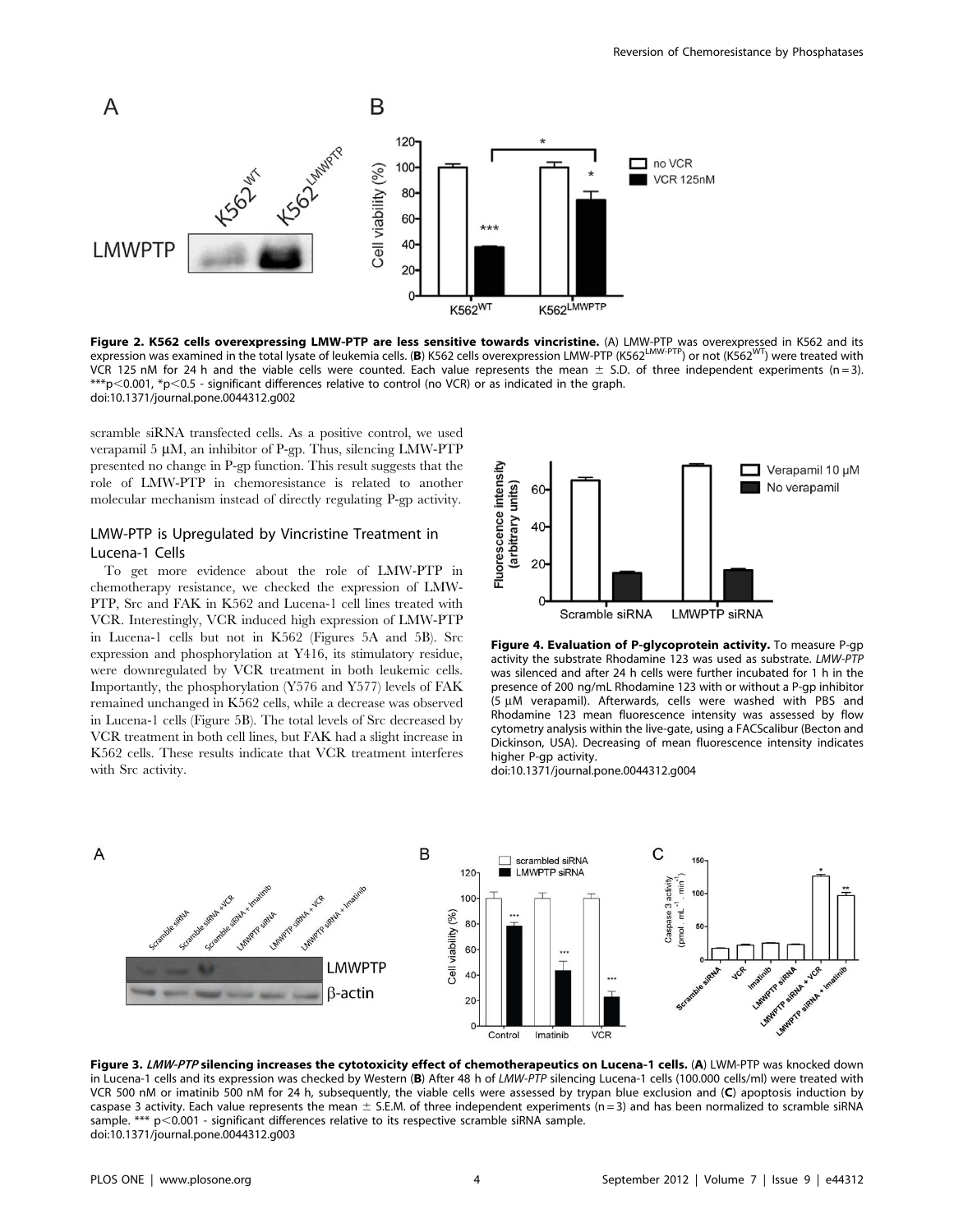**Figure 2. K562 cells overexpressing LMW-PTP are less sensitive towards vincristine.** (A) LMW-PTP was overexpressed in K562 and its expression was examined in the total lysate of leukemia cells. (**B**) K562 cells overexpression LMW-PTP (K562$^{LMW-PTP}$) or not (K562$^{WT}$) were treated with VCR 125 nM for 24 h and the viable cells were counted. Each value represents the mean ± S.D. of three independent experiments (n = 3). ***p<0.001, *p<0.5 - significant differences relative to control (no VCR) or as indicated in the graph.
doi:10.1371/journal.pone.0044312.g002

scramble siRNA transfected cells. As a positive control, we used verapamil 5 µM, an inhibitor of P-gp. Thus, silencing LMW-PTP presented no change in P-gp function. This result suggests that the role of LMW-PTP in chemoresistance is related to another molecular mechanism instead of directly regulating P-gp activity.

## LMW-PTP is Upregulated by Vincristine Treatment in Lucena-1 Cells

To get more evidence about the role of LMW-PTP in chemotherapy resistance, we checked the expression of LMW-PTP, Src and FAK in K562 and Lucena-1 cell lines treated with VCR. Interestingly, VCR induced high expression of LMW-PTP in Lucena-1 cells but not in K562 (Figures 5A and 5B). Src expression and phosphorylation at Y416, its stimulatory residue, were downregulated by VCR treatment in both leukemic cells. Importantly, the phosphorylation (Y576 and Y577) levels of FAK remained unchanged in K562 cells, while a decrease was observed in Lucena-1 cells (Figure 5B). The total levels of Src decreased by VCR treatment in both cell lines, but FAK had a slight increase in K562 cells. These results indicate that VCR treatment interferes with Src activity.

**Figure 4. Evaluation of P-glycoprotein activity.** To measure P-gp activity the substrate Rhodamine 123 was used as substrate. *LMW-PTP* was silenced and after 24 h cells were further incubated for 1 h in the presence of 200 ng/mL Rhodamine 123 with or without a P-gp inhibitor (5 µM verapamil). Afterwards, cells were washed with PBS and Rhodamine 123 mean fluorescence intensity was assessed by flow cytometry analysis within the live-gate, using a FACScalibur (Becton and Dickinson, USA). Decreasing of mean fluorescence intensity indicates higher P-gp activity.
doi:10.1371/journal.pone.0044312.g004

**Figure 3. *LMW-PTP* silencing increases the cytotoxicity effect of chemotherapeutics on Lucena-1 cells.** (**A**) LWM-PTP was knocked down in Lucena-1 cells and its expression was checked by Western (**B**) After 48 h of *LMW-PTP* silencing Lucena-1 cells (100.000 cells/ml) were treated with VCR 500 nM or imatinib 500 nM for 24 h, subsequently, the viable cells were assessed by trypan blue exclusion and (**C**) apoptosis induction by caspase 3 activity. Each value represents the mean ± S.E.M. of three independent experiments (n = 3) and has been normalized to scramble siRNA sample. *** p<0.001 - significant differences relative to its respective scramble siRNA sample.
doi:10.1371/journal.pone.0044312.g003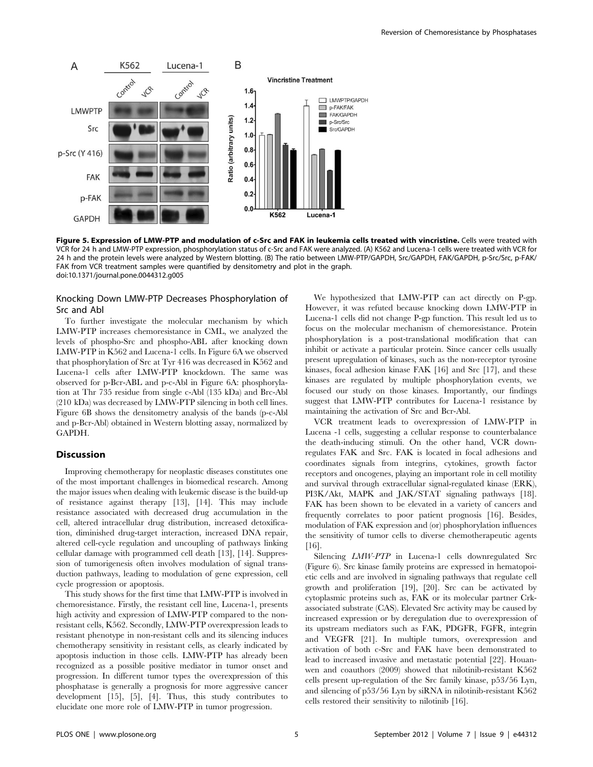**Figure 5. Expression of LMW-PTP and modulation of c-Src and FAK in leukemia cells treated with vincristine.** Cells were treated with VCR for 24 h and LMW-PTP expression, phosphorylation status of c-Src and FAK were analyzed. (A) K562 and Lucena-1 cells were treated with VCR for 24 h and the protein levels were analyzed by Western blotting. (B) The ratio between LMW-PTP/GAPDH, Src/GAPDH, FAK/GAPDH, p-Src/Src, p-FAK/FAK from VCR treatment samples were quantified by densitometry and plot in the graph.
doi:10.1371/journal.pone.0044312.g005

### Knocking Down LMW-PTP Decreases Phosphorylation of Src and Abl

To further investigate the molecular mechanism by which LMW-PTP increases chemoresistance in CML, we analyzed the levels of phospho-Src and phospho-ABL after knocking down LMW-PTP in K562 and Lucena-1 cells. In Figure 6A we observed that phosphorylation of Src at Tyr 416 was decreased in K562 and Lucena-1 cells after LMW-PTP knockdown. The same was observed for p-Bcr-ABL and p-c-Abl in Figure 6A: phosphorylation at Thr 735 residue from single c-Abl (135 kDa) and Brc-Abl (210 kDa) was decreased by LMW-PTP silencing in both cell lines. Figure 6B shows the densitometry analysis of the bands (p-c-Abl and p-Bcr-Abl) obtained in Western blotting assay, normalized by GAPDH.

## Discussion

Improving chemotherapy for neoplastic diseases constitutes one of the most important challenges in biomedical research. Among the major issues when dealing with leukemic disease is the build-up of resistance against therapy [13], [14]. This may include resistance associated with decreased drug accumulation in the cell, altered intracellular drug distribution, increased detoxification, diminished drug-target interaction, increased DNA repair, altered cell-cycle regulation and uncoupling of pathways linking cellular damage with programmed cell death [13], [14]. Suppression of tumorigenesis often involves modulation of signal transduction pathways, leading to modulation of gene expression, cell cycle progression or apoptosis.

This study shows for the first time that LMW-PTP is involved in chemoresistance. Firstly, the resistant cell line, Lucena-1, presents high activity and expression of LMW-PTP compared to the non-resistant cells, K562. Secondly, LMW-PTP overexpression leads to resistant phenotype in non-resistant cells and its silencing induces chemotherapy sensitivity in resistant cells, as clearly indicated by apoptosis induction in those cells. LMW-PTP has already been recognized as a possible positive mediator in tumor onset and progression. In different tumor types the overexpression of this phosphatase is generally a prognosis for more aggressive cancer development [15], [5], [4]. Thus, this study contributes to elucidate one more role of LMW-PTP in tumor progression.

We hypothesized that LMW-PTP can act directly on P-gp. However, it was refuted because knocking down LMW-PTP in Lucena-1 cells did not change P-gp function. This result led us to focus on the molecular mechanism of chemoresistance. Protein phosphorylation is a post-translational modification that can inhibit or activate a particular protein. Since cancer cells usually present upregulation of kinases, such as the non-receptor tyrosine kinases, focal adhesion kinase FAK [16] and Src [17], and these kinases are regulated by multiple phosphorylation events, we focused our study on those kinases. Importantly, our findings suggest that LMW-PTP contributes for Lucena-1 resistance by maintaining the activation of Src and Bcr-Abl.

VCR treatment leads to overexpression of LMW-PTP in Lucena -1 cells, suggesting a cellular response to counterbalance the death-inducing stimuli. On the other hand, VCR downregulates FAK and Src. FAK is located in focal adhesions and coordinates signals from integrins, cytokines, growth factor receptors and oncogenes, playing an important role in cell motility and survival through extracellular signal-regulated kinase (ERK), PI3K/Akt, MAPK and JAK/STAT signaling pathways [18]. FAK has been shown to be elevated in a variety of cancers and frequently correlates to poor patient prognosis [16]. Besides, modulation of FAK expression and (or) phosphorylation influences the sensitivity of tumor cells to diverse chemotherapeutic agents [16].

Silencing *LMW-PTP* in Lucena-1 cells downregulated Src (Figure 6). Src kinase family proteins are expressed in hematopoietic cells and are involved in signaling pathways that regulate cell growth and proliferation [19], [20]. Src can be activated by cytoplasmic proteins such as, FAK or its molecular partner Crk-associated substrate (CAS). Elevated Src activity may be caused by increased expression or by deregulation due to overexpression of its upstream mediators such as FAK, PDGFR, FGFR, integrin and VEGFR [21]. In multiple tumors, overexpression and activation of both c-Src and FAK have been demonstrated to lead to increased invasive and metastatic potential [22]. Houanwen and coauthors (2009) showed that nilotinib-resistant K562 cells present up-regulation of the Src family kinase, p53/56 Lyn, and silencing of p53/56 Lyn by siRNA in nilotinib-resistant K562 cells restored their sensitivity to nilotinib [16].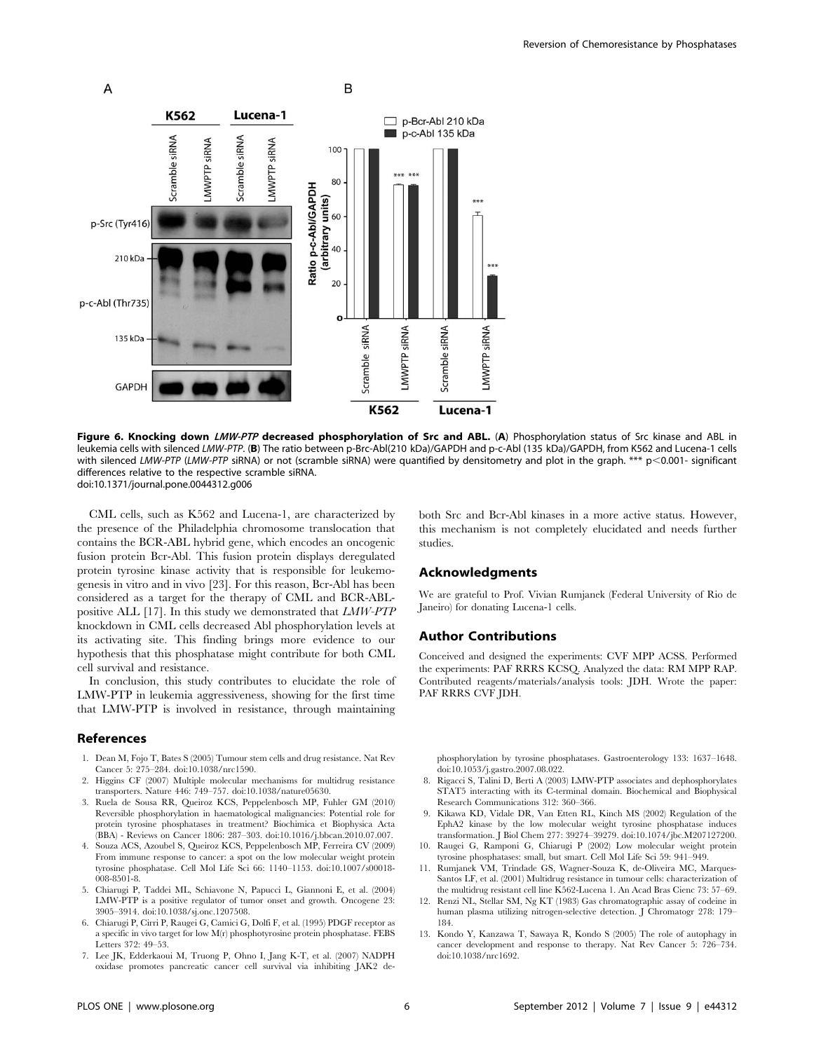**Figure 6. Knocking down *LMW-PTP* decreased phosphorylation of Src and ABL.** (**A**) Phosphorylation status of Src kinase and ABL in leukemia cells with silenced *LMW-PTP*. (**B**) The ratio between p-Brc-Abl(210 kDa)/GAPDH and p-c-Abl (135 kDa)/GAPDH, from K562 and Lucena-1 cells with silenced *LMW-PTP* (*LMW-PTP* siRNA) or not (scramble siRNA) were quantified by densitometry and plot in the graph. *** $p<0.001$- significant differences relative to the respective scramble siRNA.
doi:10.1371/journal.pone.0044312.g006

CML cells, such as K562 and Lucena-1, are characterized by the presence of the Philadelphia chromosome translocation that contains the BCR-ABL hybrid gene, which encodes an oncogenic fusion protein Bcr-Abl. This fusion protein displays deregulated protein tyrosine kinase activity that is responsible for leukemogenesis in vitro and in vivo [23]. For this reason, Bcr-Abl has been considered as a target for the therapy of CML and BCR-ABL-positive ALL [17]. In this study we demonstrated that *LMW-PTP* knockdown in CML cells decreased Abl phosphorylation levels at its activating site. This finding brings more evidence to our hypothesis that this phosphatase might contribute for both CML cell survival and resistance.

In conclusion, this study contributes to elucidate the role of LMW-PTP in leukemia aggressiveness, showing for the first time that LMW-PTP is involved in resistance, through maintaining both Src and Bcr-Abl kinases in a more active status. However, this mechanism is not completely elucidated and needs further studies.

## Acknowledgments

We are grateful to Prof. Vivian Rumjanek (Federal University of Rio de Janeiro) for donating Lucena-1 cells.

## Author Contributions

Conceived and designed the experiments: CVF MPP ACSS. Performed the experiments: PAF RRRS KCSQ. Analyzed the data: RM MPP RAP. Contributed reagents/materials/analysis tools: JDH. Wrote the paper: PAF RRRS CVF JDH.

## References

1. Dean M, Fojo T, Bates S (2005) Tumour stem cells and drug resistance. Nat Rev Cancer 5: 275–284. doi:10.1038/nrc1590.
2. Higgins CF (2007) Multiple molecular mechanisms for multidrug resistance transporters. Nature 446: 749–757. doi:10.1038/nature05630.
3. Ruela de Sousa RR, Queiroz KCS, Peppelenbosch MP, Fuhler GM (2010) Reversible phosphorylation in haematological malignancies: Potential role for protein tyrosine phosphatases in treatment? Biochimica et Biophysica Acta (BBA) - Reviews on Cancer 1806: 287–303. doi:10.1016/j.bbcan.2010.07.007.
4. Souza ACS, Azoubel S, Queiroz KCS, Peppelenbosch MP, Ferreira CV (2009) From immune response to cancer: a spot on the low molecular weight protein tyrosine phosphatase. Cell Mol Life Sci 66: 1140–1153. doi:10.1007/s00018-008-8501-8.
5. Chiarugi P, Taddei ML, Schiavone N, Papucci L, Giannoni E, et al. (2004) LMW-PTP is a positive regulator of tumor onset and growth. Oncogene 23: 3905–3914. doi:10.1038/sj.onc.1207508.
6. Chiarugi P, Cirri P, Raugei G, Camici G, Dolfi F, et al. (1995) PDGF receptor as a specific in vivo target for low M(r) phosphotyrosine protein phosphatase. FEBS Letters 372: 49–53.
7. Lee JK, Edderkaoui M, Truong P, Ohno I, Jang K-T, et al. (2007) NADPH oxidase promotes pancreatic cancer cell survival via inhibiting JAK2 dephosphorylation by tyrosine phosphatases. Gastroenterology 133: 1637–1648. doi:10.1053/j.gastro.2007.08.022.
8. Rigacci S, Talini D, Berti A (2003) LMW-PTP associates and dephosphorylates STAT5 interacting with its C-terminal domain. Biochemical and Biophysical Research Communications 312: 360–366.
9. Kikawa KD, Vidale DR, Van Etten RL, Kinch MS (2002) Regulation of the EphA2 kinase by the low molecular weight tyrosine phosphatase induces transformation. J Biol Chem 277: 39274–39279. doi:10.1074/jbc.M207127200.
10. Raugei G, Ramponi G, Chiarugi P (2002) Low molecular weight protein tyrosine phosphatases: small, but smart. Cell Mol Life Sci 59: 941–949.
11. Rumjanek VM, Trindade GS, Wagner-Souza K, de-Oliveira MC, Marques-Santos LF, et al. (2001) Multidrug resistance in tumour cells: characterization of the multidrug resistant cell line K562-Lucena 1. An Acad Bras Cienc 73: 57–69.
12. Renzi NL, Stellar SM, Ng KT (1983) Gas chromatographic assay of codeine in human plasma utilizing nitrogen-selective detection. J Chromatogr 278: 179–184.
13. Kondo Y, Kanzawa T, Sawaya R, Kondo S (2005) The role of autophagy in cancer development and response to therapy. Nat Rev Cancer 5: 726–734. doi:10.1038/nrc1692.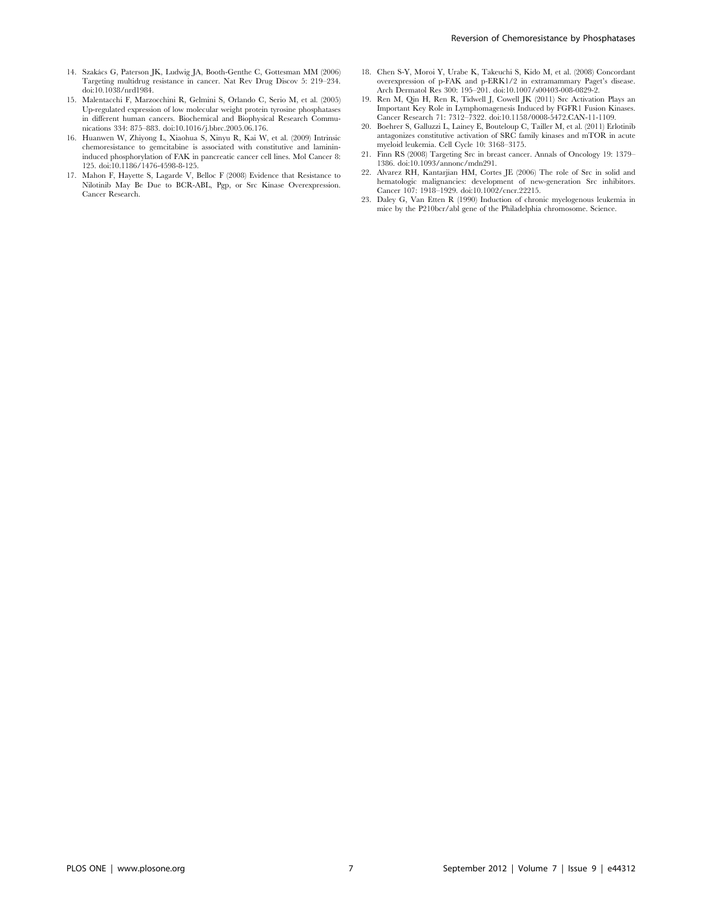14. Szakács G, Paterson JK, Ludwig JA, Booth-Genthe C, Gottesman MM (2006) Targeting multidrug resistance in cancer. Nat Rev Drug Discov 5: 219–234. doi:10.1038/nrd1984.
15. Malentacchi F, Marzocchini R, Gelmini S, Orlando C, Serio M, et al. (2005) Up-regulated expression of low molecular weight protein tyrosine phosphatases in different human cancers. Biochemical and Biophysical Research Communications 334: 875–883. doi:10.1016/j.bbrc.2005.06.176.
16. Huanwen W, Zhiyong L, Xiaohua S, Xinyu R, Kai W, et al. (2009) Intrinsic chemoresistance to gemcitabine is associated with constitutive and laminin-induced phosphorylation of FAK in pancreatic cancer cell lines. Mol Cancer 8: 125. doi:10.1186/1476-4598-8-125.
17. Mahon F, Hayette S, Lagarde V, Belloc F (2008) Evidence that Resistance to Nilotinib May Be Due to BCR-ABL, Pgp, or Src Kinase Overexpression. Cancer Research.
18. Chen S-Y, Moroi Y, Urabe K, Takeuchi S, Kido M, et al. (2008) Concordant overexpression of p-FAK and p-ERK1/2 in extramammary Paget's disease. Arch Dermatol Res 300: 195–201. doi:10.1007/s00403-008-0829-2.
19. Ren M, Qin H, Ren R, Tidwell J, Cowell JK (2011) Src Activation Plays an Important Key Role in Lymphomagenesis Induced by FGFR1 Fusion Kinases. Cancer Research 71: 7312–7322. doi:10.1158/0008-5472.CAN-11-1109.
20. Boehrer S, Galluzzi L, Lainey E, Bouteloup C, Tailler M, et al. (2011) Erlotinib antagonizes constitutive activation of SRC family kinases and mTOR in acute myeloid leukemia. Cell Cycle 10: 3168–3175.
21. Finn RS (2008) Targeting Src in breast cancer. Annals of Oncology 19: 1379–1386. doi:10.1093/annonc/mdn291.
22. Alvarez RH, Kantarjian HM, Cortes JE (2006) The role of Src in solid and hematologic malignancies: development of new-generation Src inhibitors. Cancer 107: 1918–1929. doi:10.1002/cncr.22215.
23. Daley G, Van Etten R (1990) Induction of chronic myelogenous leukemia in mice by the P210bcr/abl gene of the Philadelphia chromosome. Science.